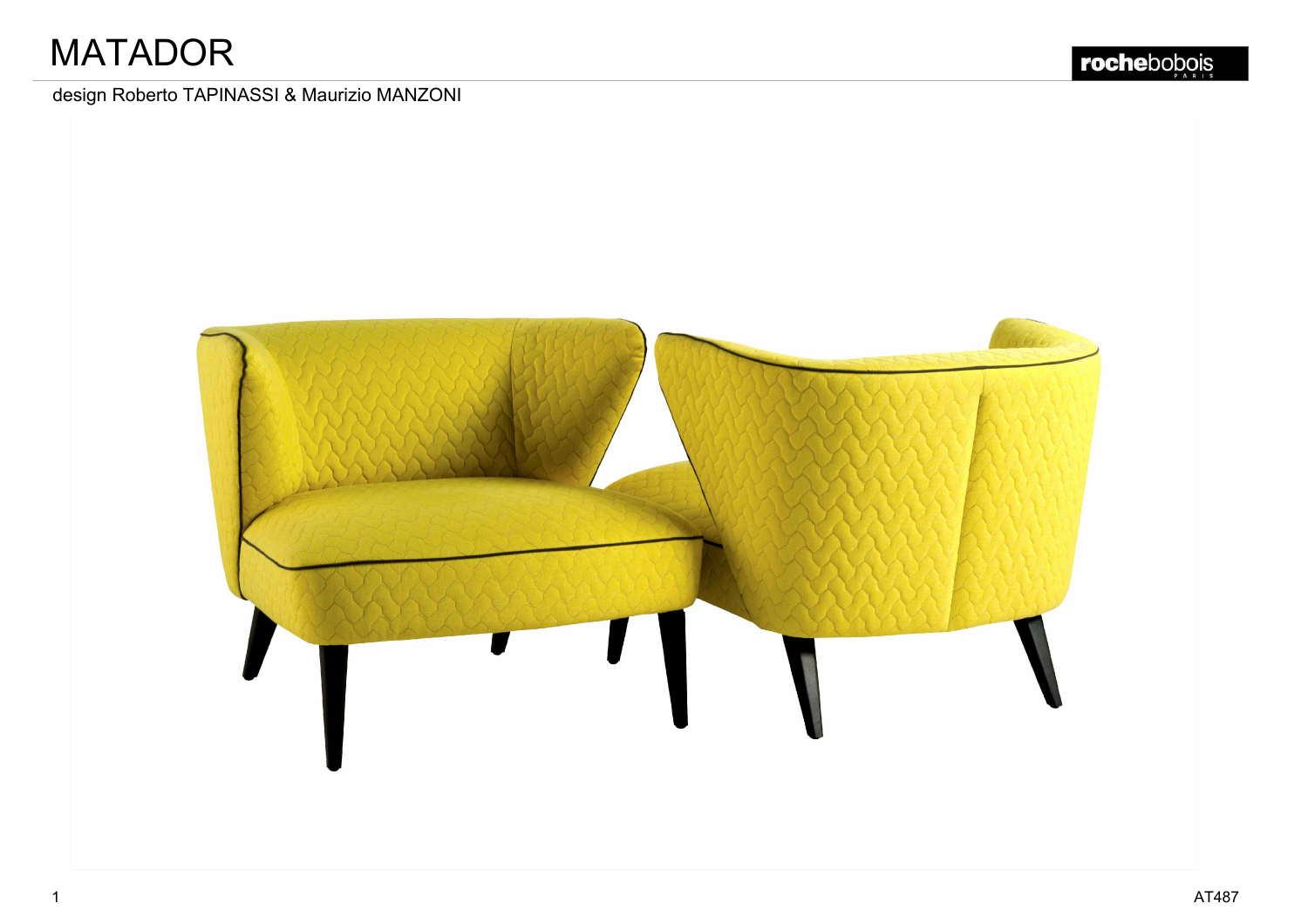# MATADOR

design Roberto TAPINASSI & Maurizio MANZONI

AT487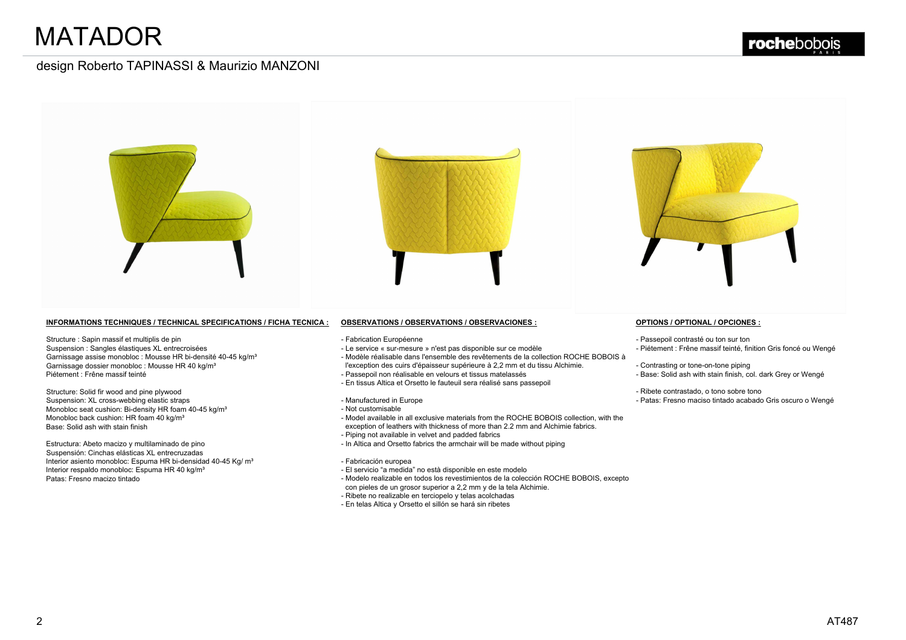# MATADOR

design Roberto TAPINASSI & Maurizio MANZONI

**INFORMATIONS TECHNIQUES / TECHNICAL SPECIFICATIONS / FICHA TECNICA :**

Structure : Sapin massif et multiplis de pin
Suspension : Sangles élastiques XL entrecroisées
Garnissage assise monobloc : Mousse HR bi-densité 40-45 kg/m³
Garnissage dossier monobloc : Mousse HR 40 kg/m³
Piètement : Frêne massif teinté

Structure: Solid fir wood and pine plywood
Suspension: XL cross-webbing elastic straps
Monobloc seat cushion: Bi-density HR foam 40-45 kg/m³
Monobloc back cushion: HR foam 40 kg/m³
Base: Solid ash with stain finish

Estructura: Abeto macizo y multilaminado de pino
Suspensión: Cinchas elásticas XL entrecruzadas
Interior asiento monobloc: Espuma HR bi-densidad 40-45 Kg/ m³
Interior respaldo monobloc: Espuma HR 40 kg/m³
Patas: Fresno macizo tintado

**OBSERVATIONS / OBSERVATIONS / OBSERVACIONES :**

- Fabrication Européenne
- Le service « sur-mesure » n'est pas disponible sur ce modèle
- Modèle réalisable dans l'ensemble des revêtements de la collection ROCHE BOBOIS à l'exception des cuirs d'épaisseur supérieure à 2,2 mm et du tissu Alchimie.
- Passepoil non réalisable en velours et tissus matelassés
- En tissus Altica et Orsetto le fauteuil sera réalisé sans passepoil

- Manufactured in Europe
- Not customisable
- Model available in all exclusive materials from the ROCHE BOBOIS collection, with the exception of leathers with thickness of more than 2.2 mm and Alchimie fabrics.
- Piping not available in velvet and padded fabrics
- In Altica and Orsetto fabrics the armchair will be made without piping

- Fabricación europea
- El servicio "a medida" no està disponible en este modelo
- Modelo realizable en todos los revestimientos de la colección ROCHE BOBOIS, excepto con pieles de un grosor superior a 2,2 mm y de la tela Alchimie.
- Ribete no realizable en terciopelo y telas acolchadas
- En telas Altica y Orsetto el sillón se hará sin ribetes

**OPTIONS / OPTIONAL / OPCIONES :**

- Passepoil contrasté ou ton sur ton
- Piètement : Frêne massif teinté, finition Gris foncé ou Wengé

- Contrasting or tone-on-tone piping
- Base: Solid ash with stain finish, col. dark Grey or Wengé

- Ribete contrastado, o tono sobre tono
- Patas: Fresno maciso tintado acabado Gris oscuro o Wengé

AT487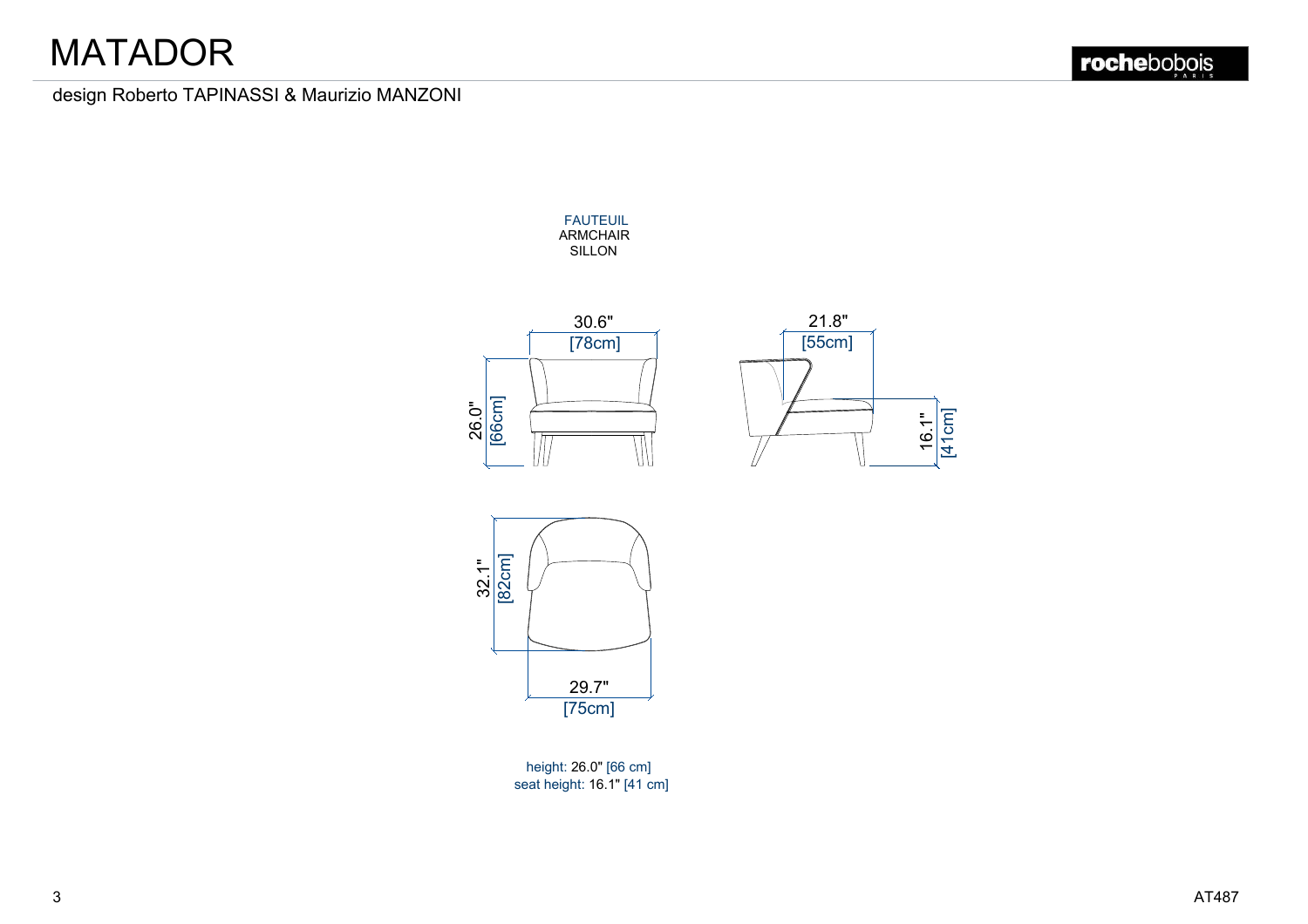# MATADOR

design Roberto TAPINASSI & Maurizio MANZONI

FAUTEUIL
ARMCHAIR
SILLON

30.6"
[78cm]

26.0"
[66cm]

21.8"
[55cm]

16.1"
[41cm]

32.1"
[82cm]

29.7"
[75cm]

height: 26.0" [66 cm]
seat height: 16.1" [41 cm]

AT487